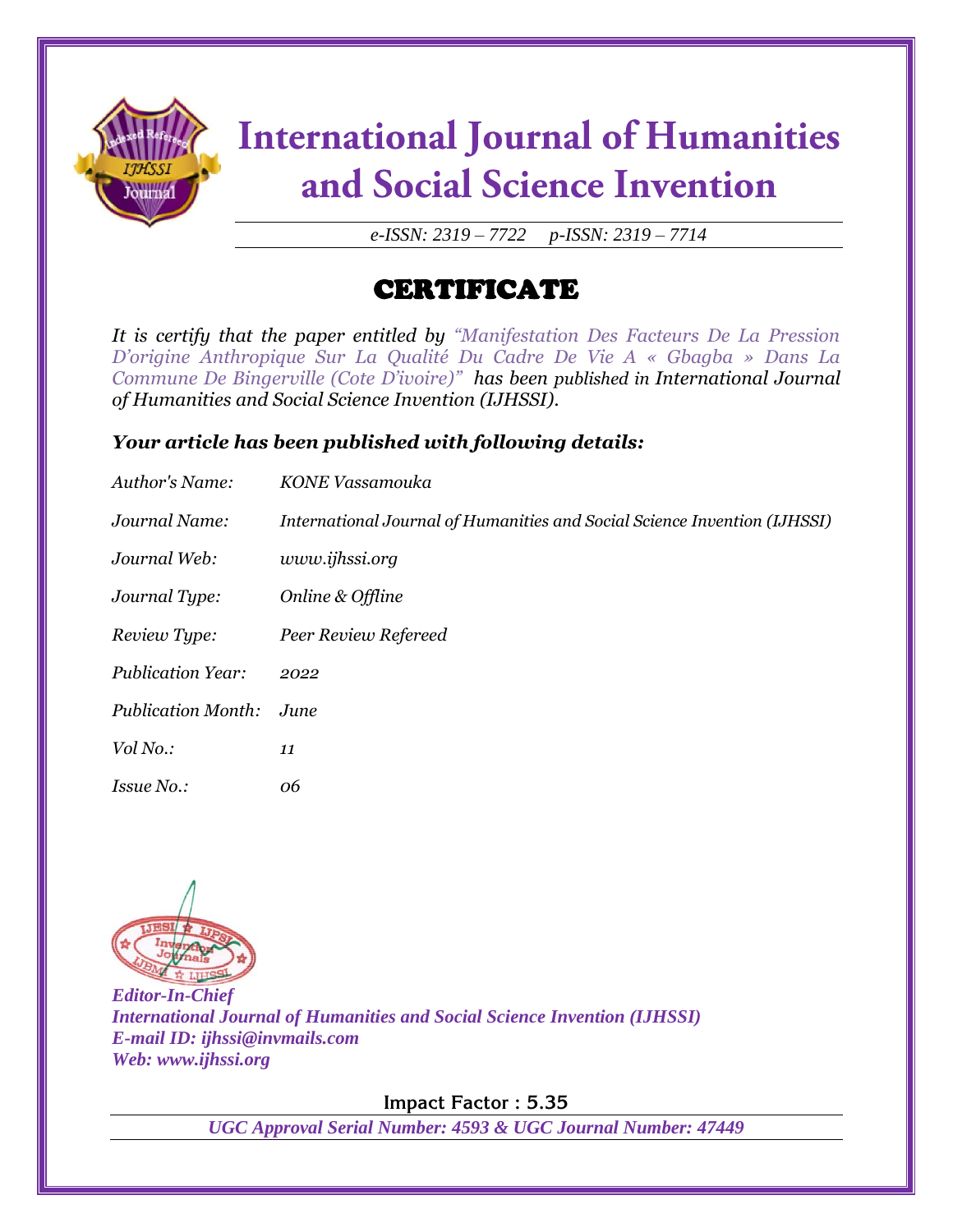# International Journal of Humanities and Social Science Invention

*e-ISSN: 2319 – 7722 p-ISSN: 2319 – 7714*

## CERTIFICATE

*It is certify that the paper entitled by "Manifestation Des Facteurs De La Pression D'origine Anthropique Sur La Qualité Du Cadre De Vie A « Gbagba » Dans La Commune De Bingerville (Cote D'ivoire)" has been published in International Journal of Humanities and Social Science Invention (IJHSSI).*

### *Your article has been published with following details:*

| | |
|---|---|
| *Author's Name:* | *KONE Vassamouka* |
| *Journal Name:* | *International Journal of Humanities and Social Science Invention (IJHSSI)* |
| *Journal Web:* | *www.ijhssi.org* |
| *Journal Type:* | *Online & Offline* |
| *Review Type:* | *Peer Review Refereed* |
| *Publication Year:* | *2022* |
| *Publication Month:* | *June* |
| *Vol No.:* | *11* |
| *Issue No.:* | *06* |

***Editor-In-Chief***
***International Journal of Humanities and Social Science Invention (IJHSSI)***
***E-mail ID: ijhssi@invmails.com***
***Web: www.ijhssi.org***

**Impact Factor : 5.35**

***UGC Approval Serial Number: 4593 & UGC Journal Number: 47449***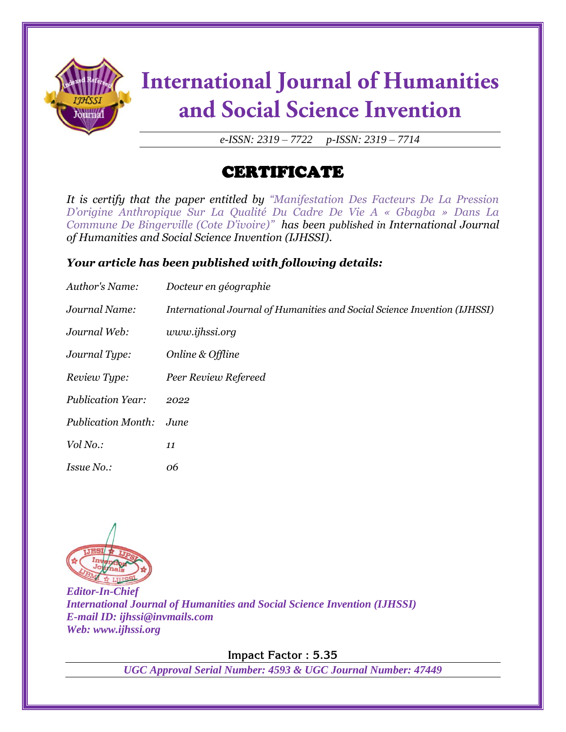# International Journal of Humanities and Social Science Invention

*e-ISSN: 2319 – 7722 p-ISSN: 2319 – 7714*

## CERTIFICATE

*It is certify that the paper entitled by "Manifestation Des Facteurs De La Pression D'origine Anthropique Sur La Qualité Du Cadre De Vie A « Gbagba » Dans La Commune De Bingerville (Cote D'ivoire)" has been published in International Journal of Humanities and Social Science Invention (IJHSSI).*

### *Your article has been published with following details:*

| | |
|---|---|
| *Author's Name:* | *Docteur en géographie* |
| *Journal Name:* | *International Journal of Humanities and Social Science Invention (IJHSSI)* |
| *Journal Web:* | *www.ijhssi.org* |
| *Journal Type:* | *Online & Offline* |
| *Review Type:* | *Peer Review Refereed* |
| *Publication Year:* | *2022* |
| *Publication Month:* | *June* |
| *Vol No.:* | *11* |
| *Issue No.:* | *06* |

***Editor-In-Chief***
***International Journal of Humanities and Social Science Invention (IJHSSI)***
***E-mail ID: ijhssi@invmails.com***
***Web: www.ijhssi.org***

**Impact Factor : 5.35**

***UGC Approval Serial Number: 4593 & UGC Journal Number: 47449***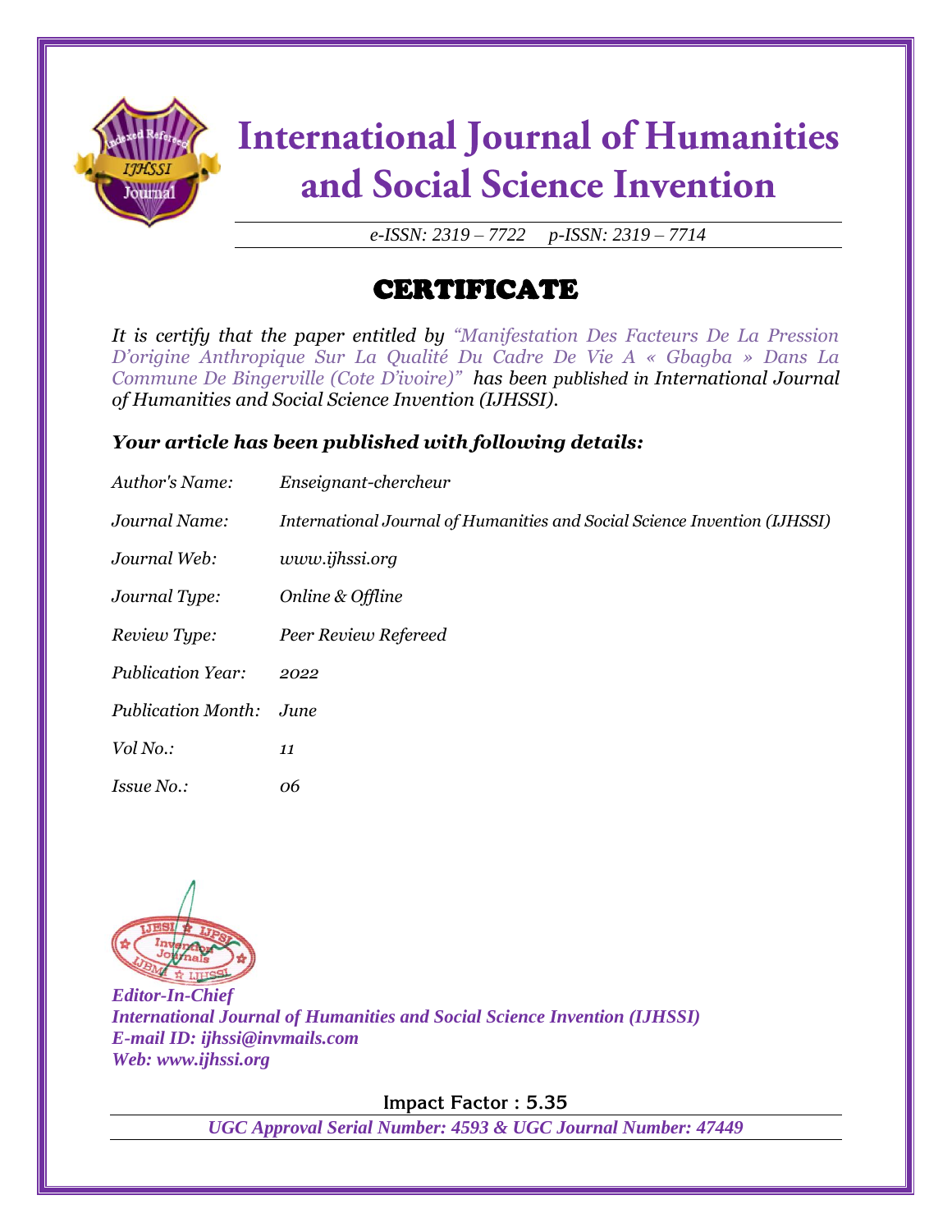# International Journal of Humanities and Social Science Invention

*e-ISSN: 2319 – 7722 p-ISSN: 2319 – 7714*

## CERTIFICATE

*It is certify that the paper entitled by "Manifestation Des Facteurs De La Pression D'origine Anthropique Sur La Qualité Du Cadre De Vie A « Gbagba » Dans La Commune De Bingerville (Cote D'ivoire)" has been published in International Journal of Humanities and Social Science Invention (IJHSSI).*

### *Your article has been published with following details:*

| | |
|---|---|
| *Author's Name:* | *Enseignant-chercheur* |
| *Journal Name:* | *International Journal of Humanities and Social Science Invention (IJHSSI)* |
| *Journal Web:* | *www.ijhssi.org* |
| *Journal Type:* | *Online & Offline* |
| *Review Type:* | *Peer Review Refereed* |
| *Publication Year:* | *2022* |
| *Publication Month:* | *June* |
| *Vol No.:* | *11* |
| *Issue No.:* | *06* |

***Editor-In-Chief***
***International Journal of Humanities and Social Science Invention (IJHSSI)***
***E-mail ID: ijhssi@invmails.com***
***Web: www.ijhssi.org***

**Impact Factor : 5.35**

***UGC Approval Serial Number: 4593 & UGC Journal Number: 47449***